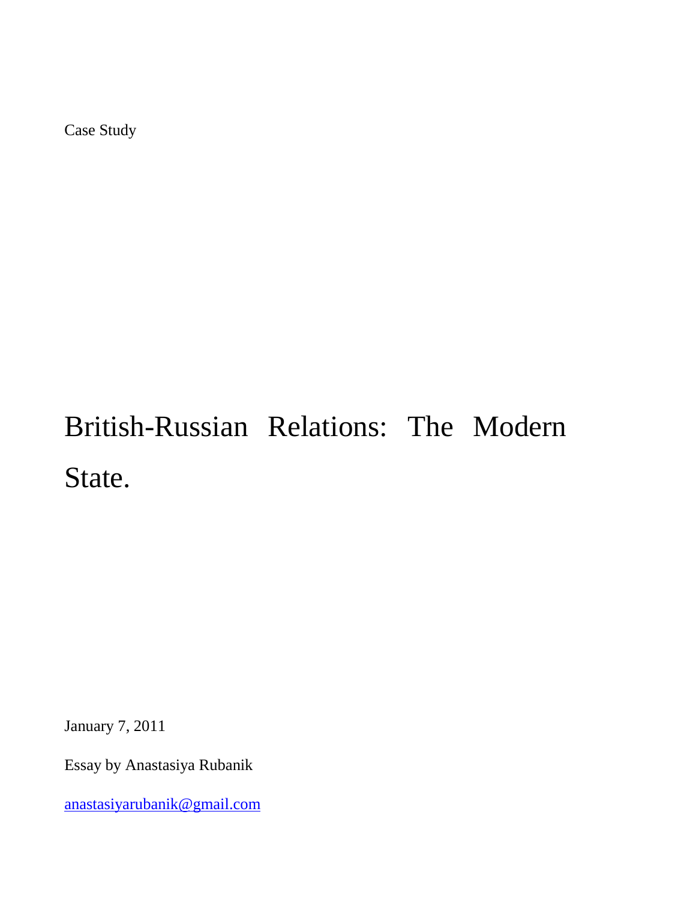Case Study

# British-Russian Relations: The Modern State.

January 7, 2011

Essay by Anastasiya Rubanik

anastasiyarubanik@gmail.com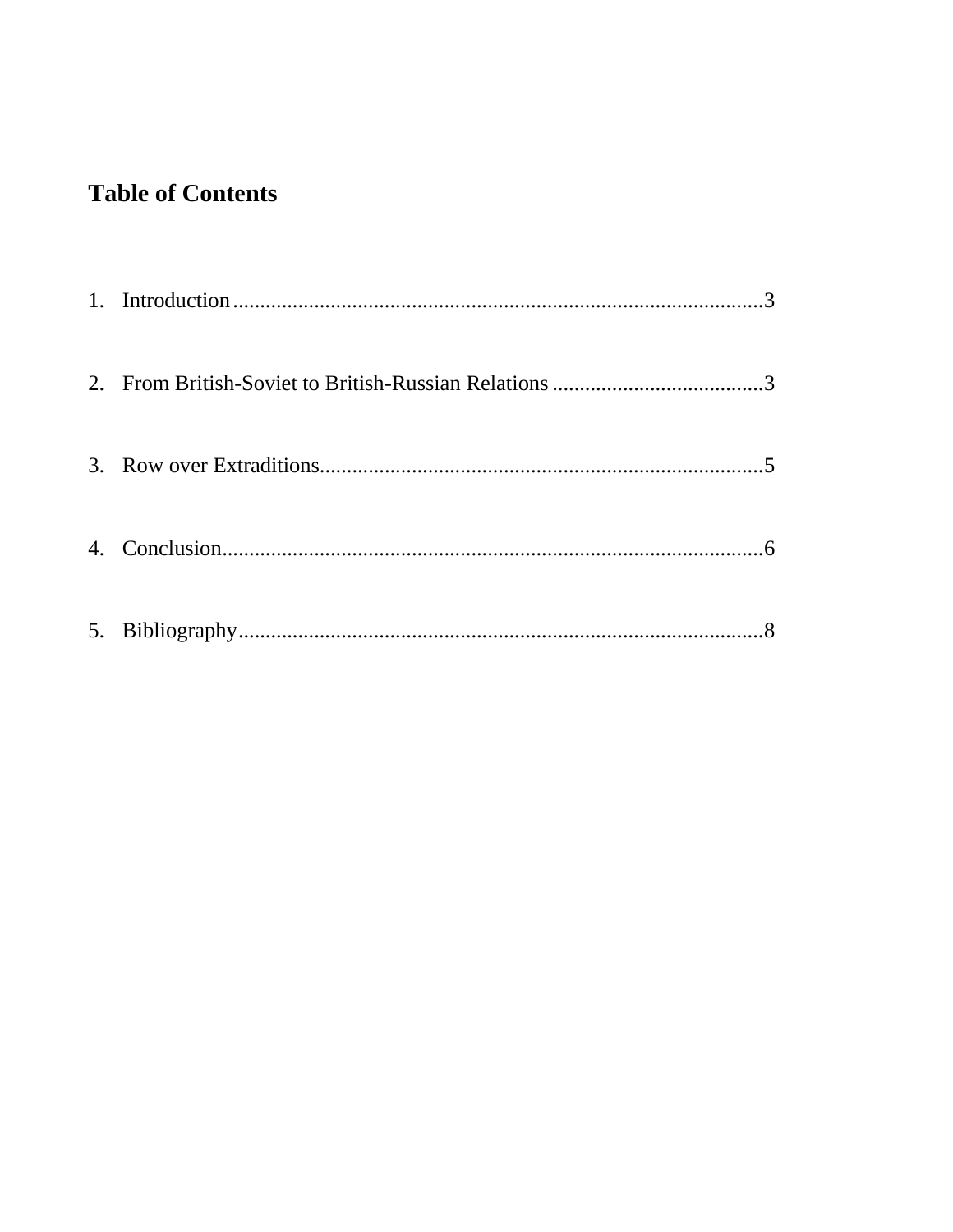## Table of Contents

1. Introduction................................................................................................3
2. From British-Soviet to British-Russian Relations .......................................3
3. Row over Extraditions.................................................................................5
4. Conclusion...................................................................................................6
5. Bibliography................................................................................................8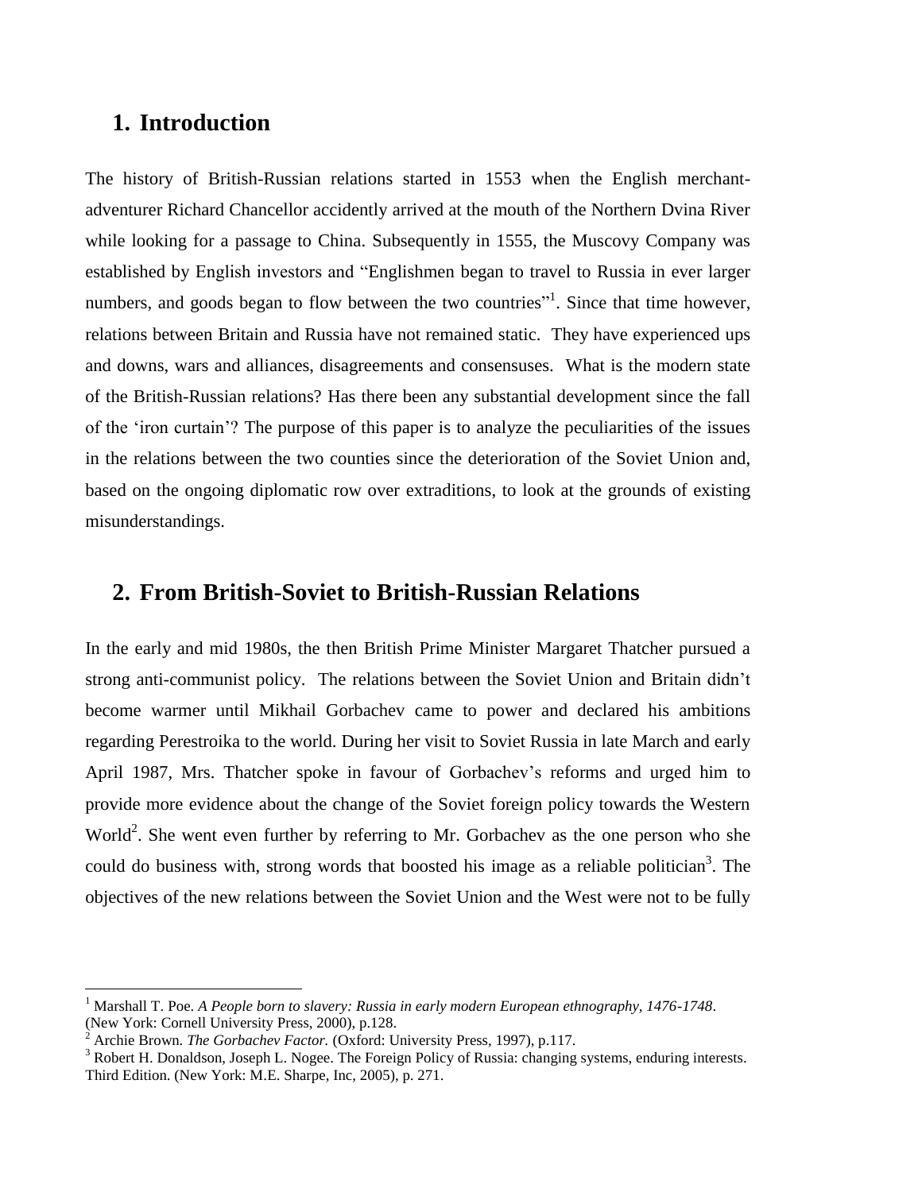## 1. Introduction

The history of British-Russian relations started in 1553 when the English merchant-adventurer Richard Chancellor accidently arrived at the mouth of the Northern Dvina River while looking for a passage to China. Subsequently in 1555, the Muscovy Company was established by English investors and "Englishmen began to travel to Russia in ever larger numbers, and goods began to flow between the two countries"[1]. Since that time however, relations between Britain and Russia have not remained static. They have experienced ups and downs, wars and alliances, disagreements and consensuses. What is the modern state of the British-Russian relations? Has there been any substantial development since the fall of the 'iron curtain'? The purpose of this paper is to analyze the peculiarities of the issues in the relations between the two counties since the deterioration of the Soviet Union and, based on the ongoing diplomatic row over extraditions, to look at the grounds of existing misunderstandings.

## 2. From British-Soviet to British-Russian Relations

In the early and mid 1980s, the then British Prime Minister Margaret Thatcher pursued a strong anti-communist policy. The relations between the Soviet Union and Britain didn't become warmer until Mikhail Gorbachev came to power and declared his ambitions regarding Perestroika to the world. During her visit to Soviet Russia in late March and early April 1987, Mrs. Thatcher spoke in favour of Gorbachev's reforms and urged him to provide more evidence about the change of the Soviet foreign policy towards the Western World[2]. She went even further by referring to Mr. Gorbachev as the one person who she could do business with, strong words that boosted his image as a reliable politician[3]. The objectives of the new relations between the Soviet Union and the West were not to be fully

---

[1] Marshall T. Poe. *A People born to slavery: Russia in early modern European ethnography, 1476-1748*. (New York: Cornell University Press, 2000), p.128.

[2] Archie Brown. *The Gorbachev Factor.* (Oxford: University Press, 1997), p.117.

[3] Robert H. Donaldson, Joseph L. Nogee. The Foreign Policy of Russia: changing systems, enduring interests. Third Edition. (New York: M.E. Sharpe, Inc, 2005), p. 271.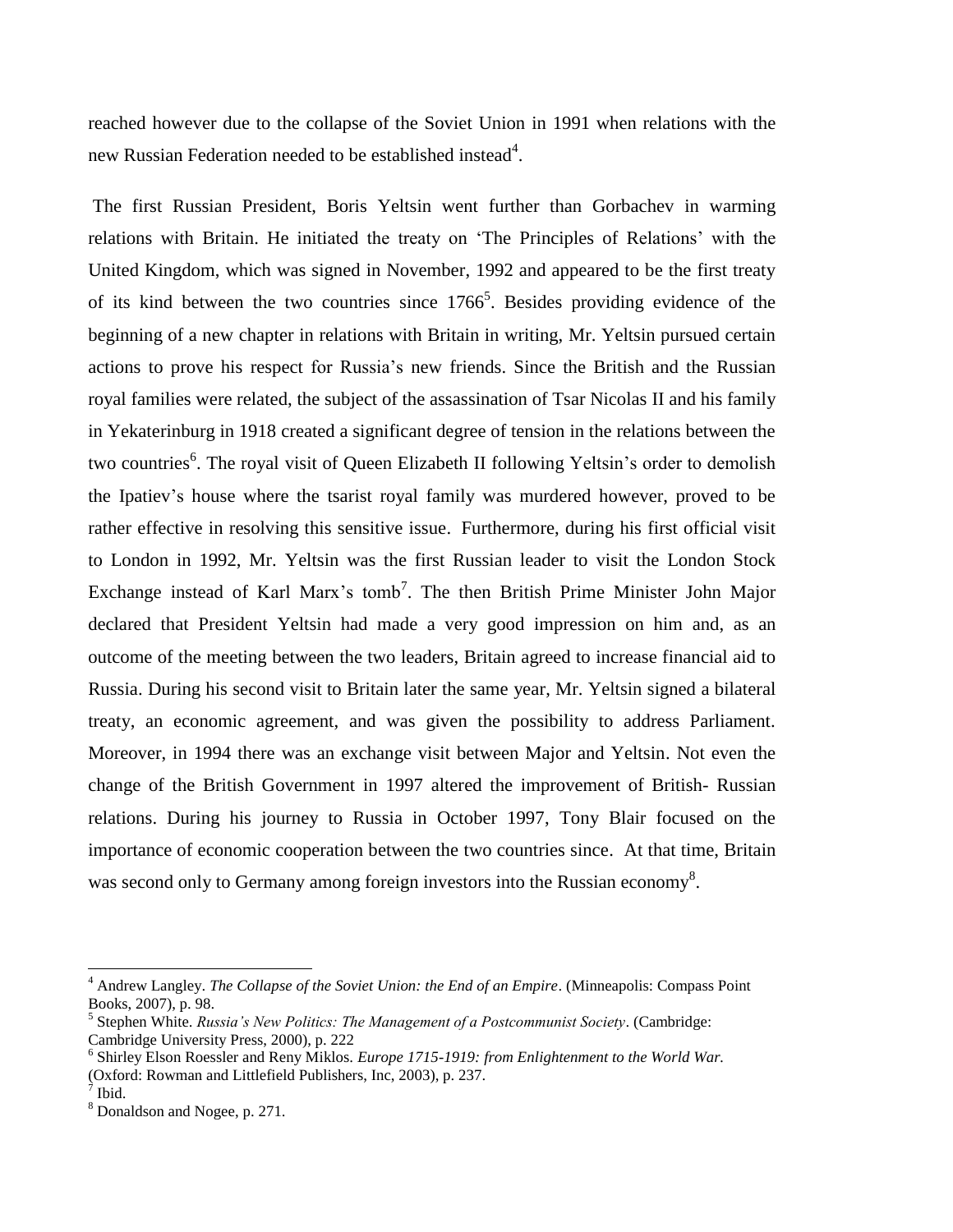reached however due to the collapse of the Soviet Union in 1991 when relations with the new Russian Federation needed to be established instead[4].

The first Russian President, Boris Yeltsin went further than Gorbachev in warming relations with Britain. He initiated the treaty on 'The Principles of Relations' with the United Kingdom, which was signed in November, 1992 and appeared to be the first treaty of its kind between the two countries since 1766[5]. Besides providing evidence of the beginning of a new chapter in relations with Britain in writing, Mr. Yeltsin pursued certain actions to prove his respect for Russia's new friends. Since the British and the Russian royal families were related, the subject of the assassination of Tsar Nicolas II and his family in Yekaterinburg in 1918 created a significant degree of tension in the relations between the two countries[6]. The royal visit of Queen Elizabeth II following Yeltsin's order to demolish the Ipatiev's house where the tsarist royal family was murdered however, proved to be rather effective in resolving this sensitive issue. Furthermore, during his first official visit to London in 1992, Mr. Yeltsin was the first Russian leader to visit the London Stock Exchange instead of Karl Marx's tomb[7]. The then British Prime Minister John Major declared that President Yeltsin had made a very good impression on him and, as an outcome of the meeting between the two leaders, Britain agreed to increase financial aid to Russia. During his second visit to Britain later the same year, Mr. Yeltsin signed a bilateral treaty, an economic agreement, and was given the possibility to address Parliament. Moreover, in 1994 there was an exchange visit between Major and Yeltsin. Not even the change of the British Government in 1997 altered the improvement of British- Russian relations. During his journey to Russia in October 1997, Tony Blair focused on the importance of economic cooperation between the two countries since. At that time, Britain was second only to Germany among foreign investors into the Russian economy[8].

---

[4] Andrew Langley. *The Collapse of the Soviet Union: the End of an Empire*. (Minneapolis: Compass Point Books, 2007), p. 98.

[5] Stephen White. *Russia's New Politics: The Management of a Postcommunist Society*. (Cambridge: Cambridge University Press, 2000), p. 222

[6] Shirley Elson Roessler and Reny Miklos. *Europe 1715-1919: from Enlightenment to the World War.* (Oxford: Rowman and Littlefield Publishers, Inc, 2003), p. 237.

[7] Ibid.

[8] Donaldson and Nogee, p. 271.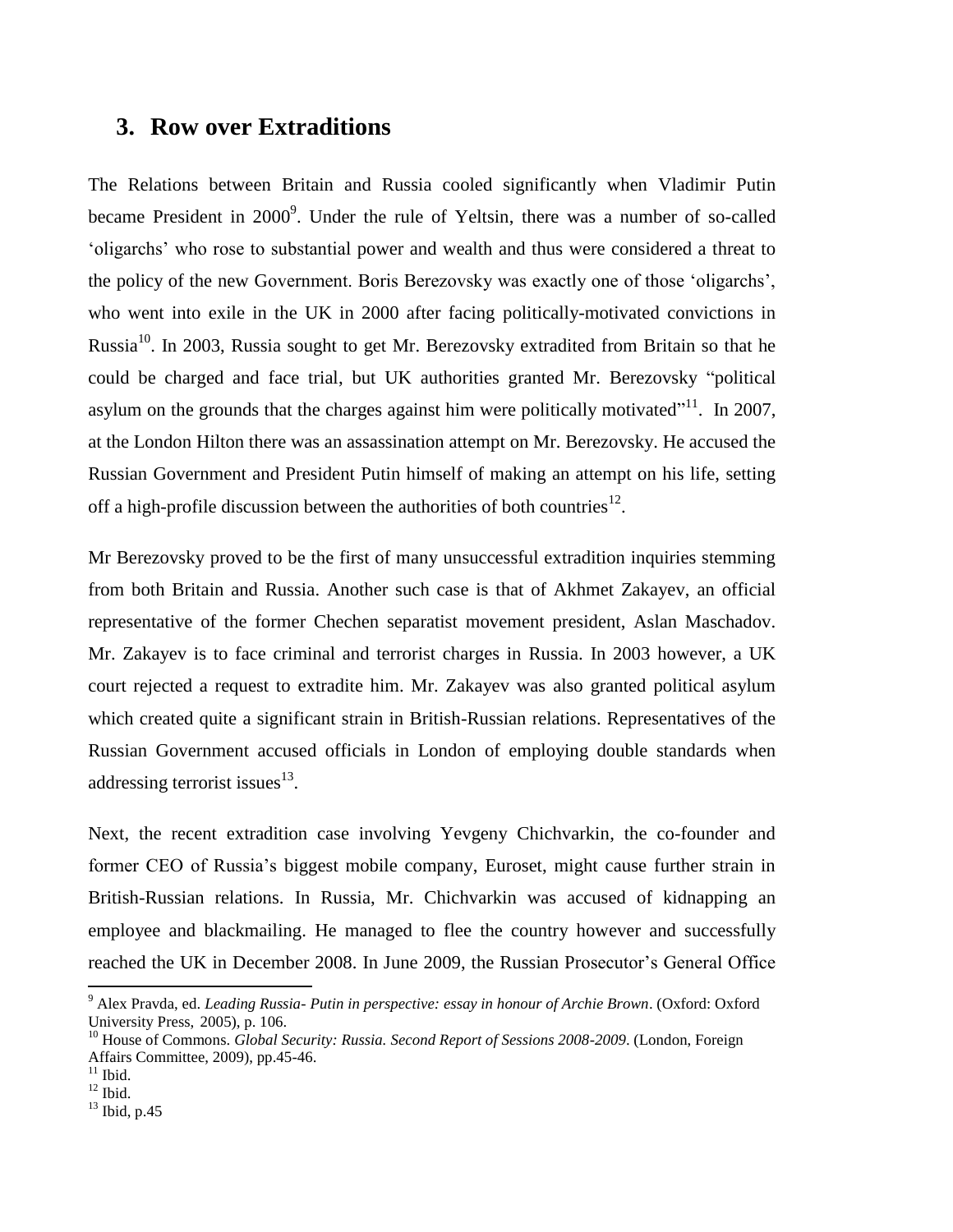## 3. Row over Extraditions

The Relations between Britain and Russia cooled significantly when Vladimir Putin became President in 2000[9]. Under the rule of Yeltsin, there was a number of so-called 'oligarchs' who rose to substantial power and wealth and thus were considered a threat to the policy of the new Government. Boris Berezovsky was exactly one of those 'oligarchs', who went into exile in the UK in 2000 after facing politically-motivated convictions in Russia[10]. In 2003, Russia sought to get Mr. Berezovsky extradited from Britain so that he could be charged and face trial, but UK authorities granted Mr. Berezovsky "political asylum on the grounds that the charges against him were politically motivated"[11]. In 2007, at the London Hilton there was an assassination attempt on Mr. Berezovsky. He accused the Russian Government and President Putin himself of making an attempt on his life, setting off a high-profile discussion between the authorities of both countries[12].

Mr Berezovsky proved to be the first of many unsuccessful extradition inquiries stemming from both Britain and Russia. Another such case is that of Akhmet Zakayev, an official representative of the former Chechen separatist movement president, Aslan Maschadov. Mr. Zakayev is to face criminal and terrorist charges in Russia. In 2003 however, a UK court rejected a request to extradite him. Mr. Zakayev was also granted political asylum which created quite a significant strain in British-Russian relations. Representatives of the Russian Government accused officials in London of employing double standards when addressing terrorist issues[13].

Next, the recent extradition case involving Yevgeny Chichvarkin, the co-founder and former CEO of Russia's biggest mobile company, Euroset, might cause further strain in British-Russian relations. In Russia, Mr. Chichvarkin was accused of kidnapping an employee and blackmailing. He managed to flee the country however and successfully reached the UK in December 2008. In June 2009, the Russian Prosecutor's General Office

---

[9] Alex Pravda, ed. *Leading Russia- Putin in perspective: essay in honour of Archie Brown*. (Oxford: Oxford University Press, 2005), p. 106.

[10] House of Commons. *Global Security: Russia. Second Report of Sessions 2008-2009*. (London, Foreign Affairs Committee, 2009), pp.45-46.

[11] Ibid.

[12] Ibid.

[13] Ibid, p.45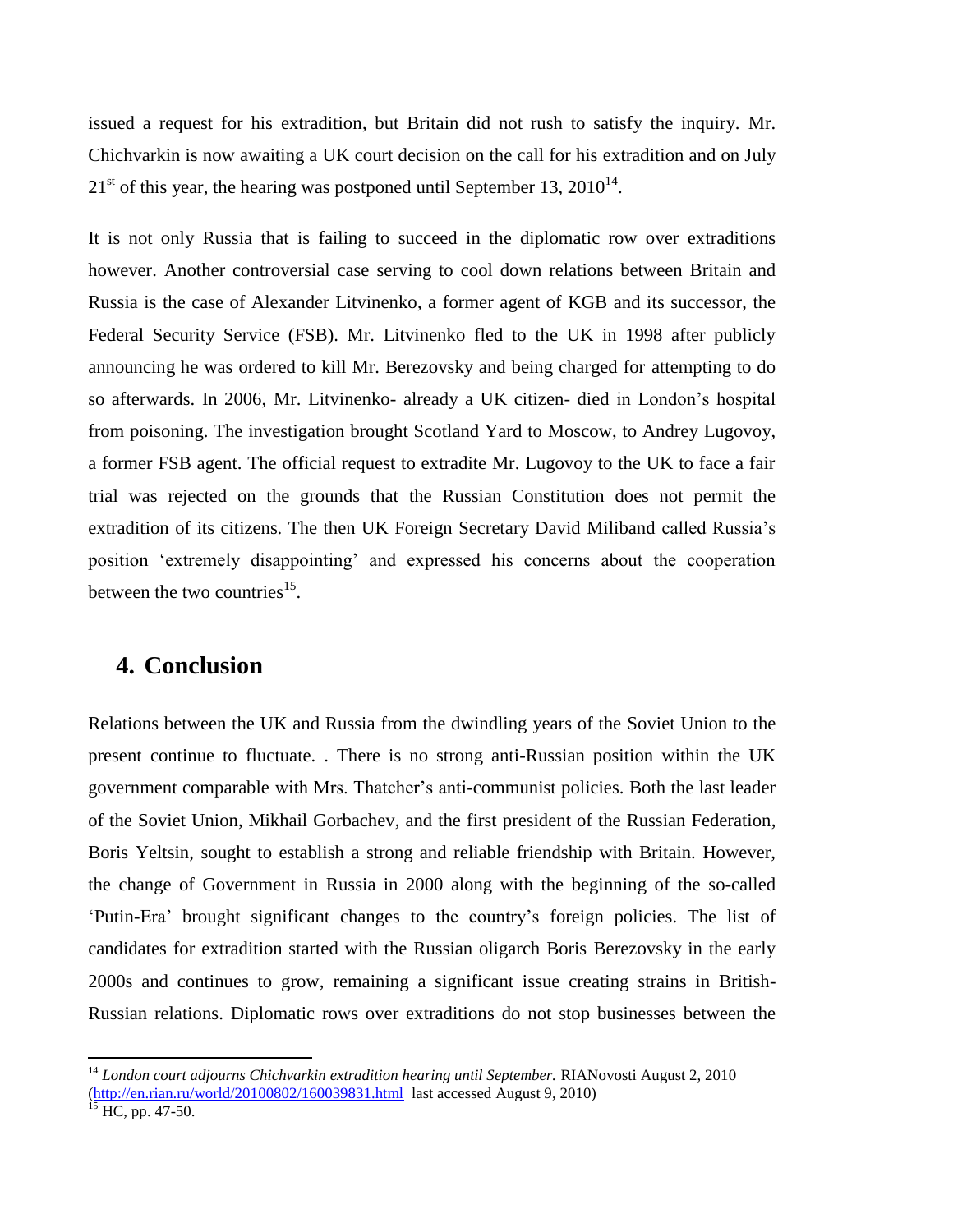issued a request for his extradition, but Britain did not rush to satisfy the inquiry. Mr. Chichvarkin is now awaiting a UK court decision on the call for his extradition and on July 21st of this year, the hearing was postponed until September 13, 2010[14].

It is not only Russia that is failing to succeed in the diplomatic row over extraditions however. Another controversial case serving to cool down relations between Britain and Russia is the case of Alexander Litvinenko, a former agent of KGB and its successor, the Federal Security Service (FSB). Mr. Litvinenko fled to the UK in 1998 after publicly announcing he was ordered to kill Mr. Berezovsky and being charged for attempting to do so afterwards. In 2006, Mr. Litvinenko- already a UK citizen- died in London's hospital from poisoning. The investigation brought Scotland Yard to Moscow, to Andrey Lugovoy, a former FSB agent. The official request to extradite Mr. Lugovoy to the UK to face a fair trial was rejected on the grounds that the Russian Constitution does not permit the extradition of its citizens. The then UK Foreign Secretary David Miliband called Russia's position 'extremely disappointing' and expressed his concerns about the cooperation between the two countries[15].

## 4. Conclusion

Relations between the UK and Russia from the dwindling years of the Soviet Union to the present continue to fluctuate. . There is no strong anti-Russian position within the UK government comparable with Mrs. Thatcher's anti-communist policies. Both the last leader of the Soviet Union, Mikhail Gorbachev, and the first president of the Russian Federation, Boris Yeltsin, sought to establish a strong and reliable friendship with Britain. However, the change of Government in Russia in 2000 along with the beginning of the so-called 'Putin-Era' brought significant changes to the country's foreign policies. The list of candidates for extradition started with the Russian oligarch Boris Berezovsky in the early 2000s and continues to grow, remaining a significant issue creating strains in British-Russian relations. Diplomatic rows over extraditions do not stop businesses between the

---

[14] *London court adjourns Chichvarkin extradition hearing until September.* RIANovosti August 2, 2010 (http://en.rian.ru/world/20100802/160039831.html last accessed August 9, 2010)

[15] HC, pp. 47-50.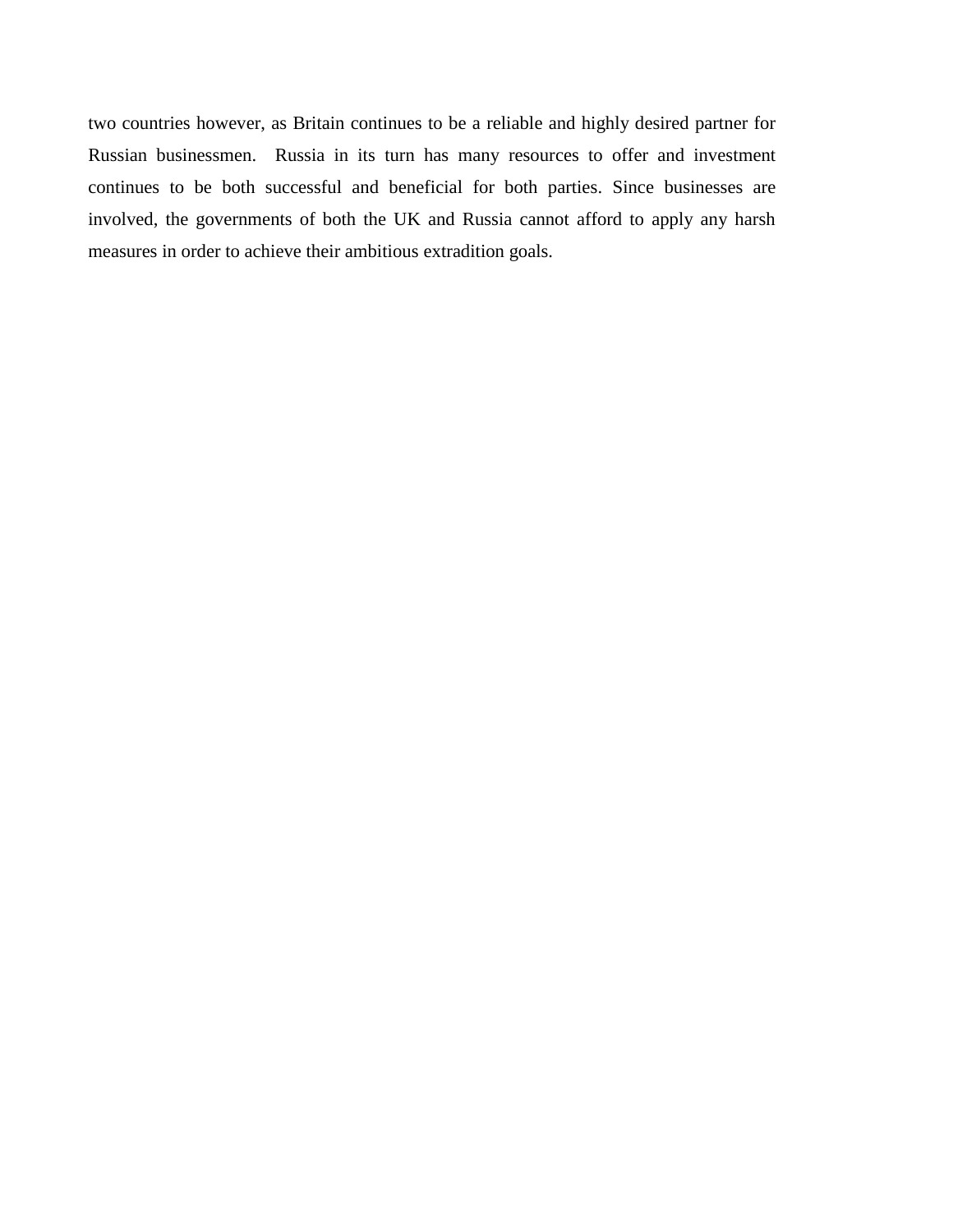two countries however, as Britain continues to be a reliable and highly desired partner for Russian businessmen. Russia in its turn has many resources to offer and investment continues to be both successful and beneficial for both parties. Since businesses are involved, the governments of both the UK and Russia cannot afford to apply any harsh measures in order to achieve their ambitious extradition goals.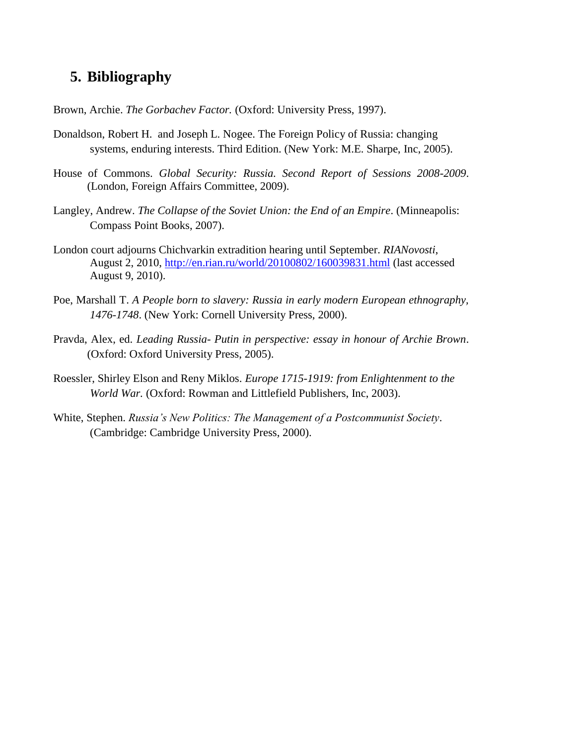## 5. Bibliography

Brown, Archie. *The Gorbachev Factor.* (Oxford: University Press, 1997).

Donaldson, Robert H. and Joseph L. Nogee. The Foreign Policy of Russia: changing systems, enduring interests. Third Edition. (New York: M.E. Sharpe, Inc, 2005).

House of Commons. *Global Security: Russia. Second Report of Sessions 2008-2009*. (London, Foreign Affairs Committee, 2009).

Langley, Andrew. *The Collapse of the Soviet Union: the End of an Empire*. (Minneapolis: Compass Point Books, 2007).

London court adjourns Chichvarkin extradition hearing until September. *RIANovosti*, August 2, 2010, http://en.rian.ru/world/20100802/160039831.html (last accessed August 9, 2010).

Poe, Marshall T. *A People born to slavery: Russia in early modern European ethnography, 1476-1748*. (New York: Cornell University Press, 2000).

Pravda, Alex, ed. *Leading Russia- Putin in perspective: essay in honour of Archie Brown*. (Oxford: Oxford University Press, 2005).

Roessler, Shirley Elson and Reny Miklos. *Europe 1715-1919: from Enlightenment to the World War.* (Oxford: Rowman and Littlefield Publishers, Inc, 2003).

White, Stephen. *Russia's New Politics: The Management of a Postcommunist Society*. (Cambridge: Cambridge University Press, 2000).